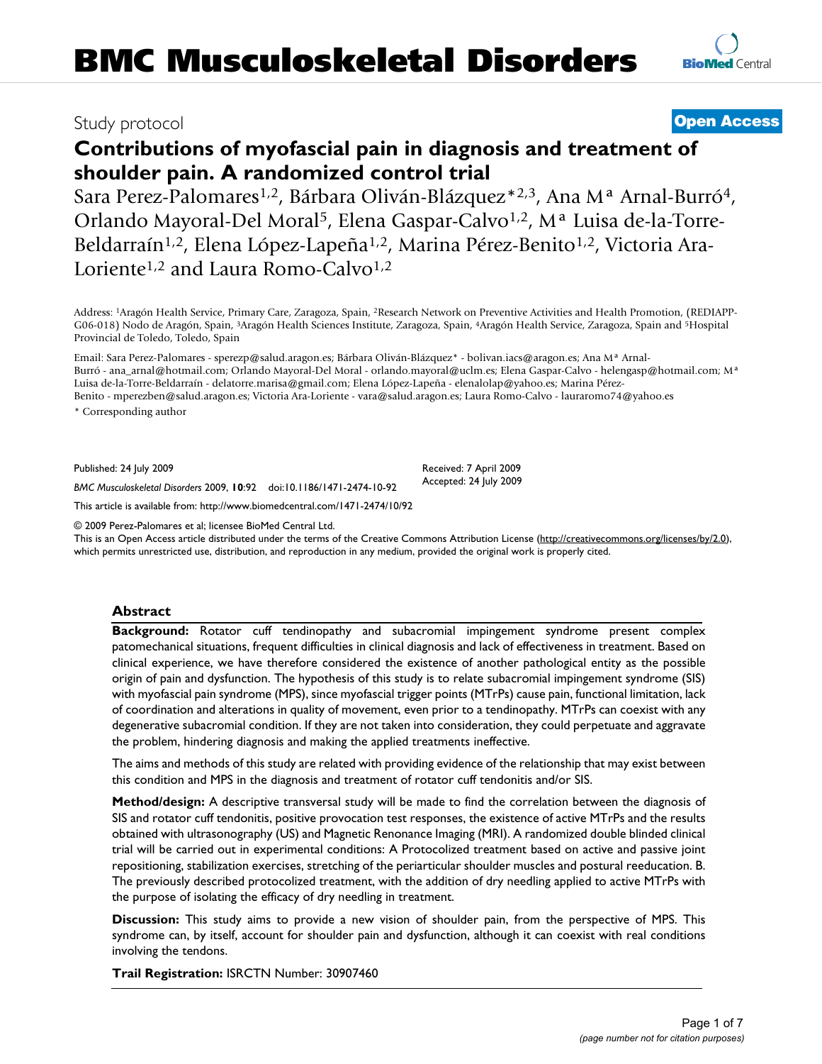# BMC Musculoskeletal Disorders

Study protocol **Open Access**

## Contributions of myofascial pain in diagnosis and treatment of shoulder pain. A randomized control trial

Sara Perez-Palomares[1,2], Bárbara Oliván-Blázquez*[2,3], Ana Mª Arnal-Burró[4], Orlando Mayoral-Del Moral[5], Elena Gaspar-Calvo[1,2], Mª Luisa de-la-Torre-Beldarraín[1,2], Elena López-Lapeña[1,2], Marina Pérez-Benito[1,2], Victoria Ara-Loriente[1,2] and Laura Romo-Calvo[1,2]

Address: [1]Aragón Health Service, Primary Care, Zaragoza, Spain, [2]Research Network on Preventive Activities and Health Promotion, (REDIAPP-G06-018) Nodo de Aragón, Spain, [3]Aragón Health Sciences Institute, Zaragoza, Spain, [4]Aragón Health Service, Zaragoza, Spain and [5]Hospital Provincial de Toledo, Toledo, Spain

Email: Sara Perez-Palomares - sperezp@salud.aragon.es; Bárbara Oliván-Blázquez* - bolivan.iacs@aragon.es; Ana Mª Arnal-Burró - ana_arnal@hotmail.com; Orlando Mayoral-Del Moral - orlando.mayoral@uclm.es; Elena Gaspar-Calvo - helengasp@hotmail.com; Mª Luisa de-la-Torre-Beldarraín - delatorre.marisa@gmail.com; Elena López-Lapeña - elenalolap@yahoo.es; Marina Pérez-Benito - mperezben@salud.aragon.es; Victoria Ara-Loriente - vara@salud.aragon.es; Laura Romo-Calvo - lauraromo74@yahoo.es

\* Corresponding author

Published: 24 July 2009

*BMC Musculoskeletal Disorders* 2009, **10**:92 doi:10.1186/1471-2474-10-92

Received: 7 April 2009
Accepted: 24 July 2009

This article is available from: http://www.biomedcentral.com/1471-2474/10/92

© 2009 Perez-Palomares et al; licensee BioMed Central Ltd.
This is an Open Access article distributed under the terms of the Creative Commons Attribution License (http://creativecommons.org/licenses/by/2.0), which permits unrestricted use, distribution, and reproduction in any medium, provided the original work is properly cited.

### Abstract

**Background:** Rotator cuff tendinopathy and subacromial impingement syndrome present complex patomechanical situations, frequent difficulties in clinical diagnosis and lack of effectiveness in treatment. Based on clinical experience, we have therefore considered the existence of another pathological entity as the possible origin of pain and dysfunction. The hypothesis of this study is to relate subacromial impingement syndrome (SIS) with myofascial pain syndrome (MPS), since myofascial trigger points (MTrPs) cause pain, functional limitation, lack of coordination and alterations in quality of movement, even prior to a tendinopathy. MTrPs can coexist with any degenerative subacromial condition. If they are not taken into consideration, they could perpetuate and aggravate the problem, hindering diagnosis and making the applied treatments ineffective.

The aims and methods of this study are related with providing evidence of the relationship that may exist between this condition and MPS in the diagnosis and treatment of rotator cuff tendonitis and/or SIS.

**Method/design:** A descriptive transversal study will be made to find the correlation between the diagnosis of SIS and rotator cuff tendonitis, positive provocation test responses, the existence of active MTrPs and the results obtained with ultrasonography (US) and Magnetic Renonance Imaging (MRI). A randomized double blinded clinical trial will be carried out in experimental conditions: A Protocolized treatment based on active and passive joint repositioning, stabilization exercises, stretching of the periarticular shoulder muscles and postural reeducation. B. The previously described protocolized treatment, with the addition of dry needling applied to active MTrPs with the purpose of isolating the efficacy of dry needling in treatment.

**Discussion:** This study aims to provide a new vision of shoulder pain, from the perspective of MPS. This syndrome can, by itself, account for shoulder pain and dysfunction, although it can coexist with real conditions involving the tendons.

**Trail Registration:** ISRCTN Number: 30907460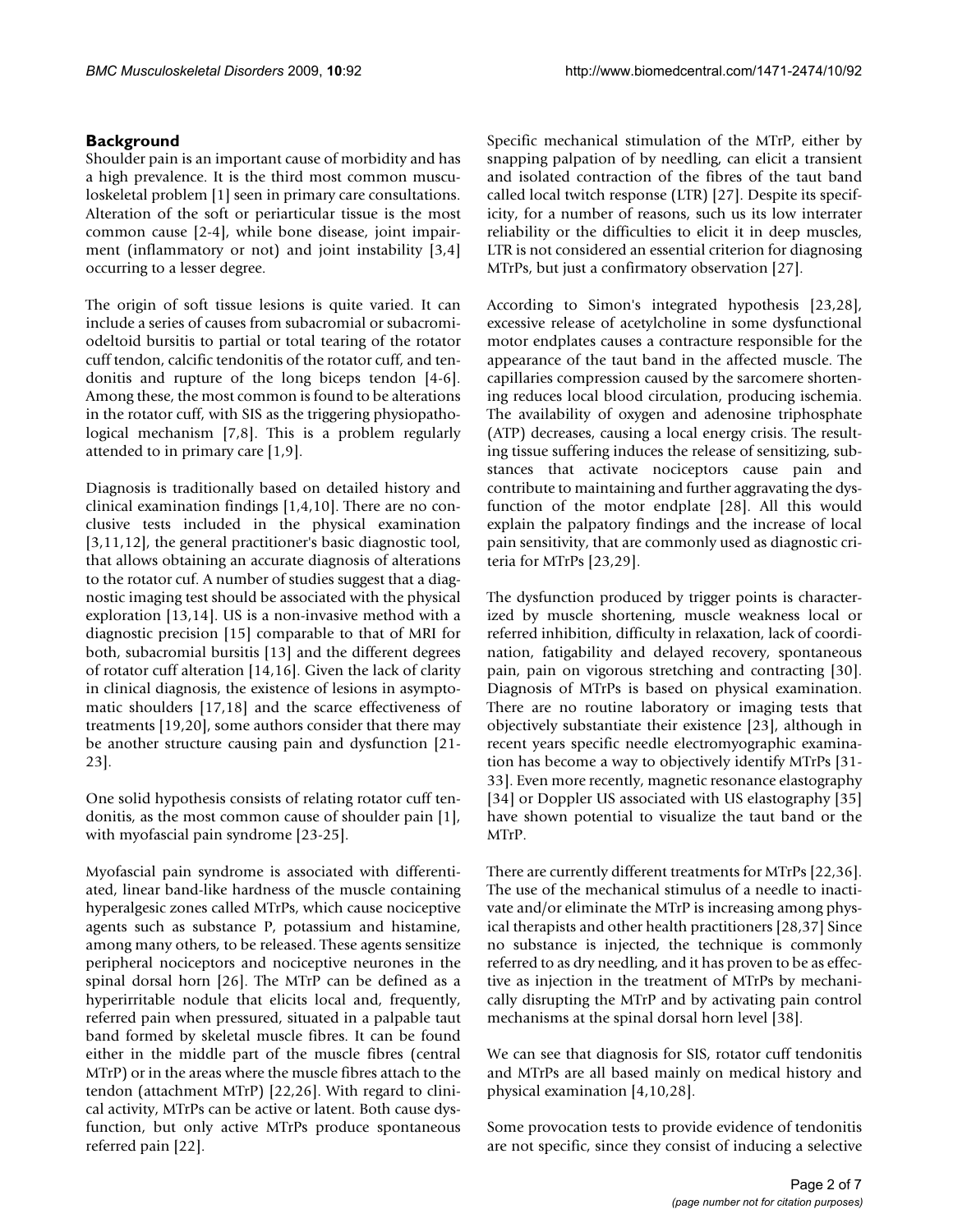## Background

Shoulder pain is an important cause of morbidity and has a high prevalence. It is the third most common musculoskeletal problem [1] seen in primary care consultations. Alteration of the soft or periarticular tissue is the most common cause [2-4], while bone disease, joint impairment (inflammatory or not) and joint instability [3,4] occurring to a lesser degree.

The origin of soft tissue lesions is quite varied. It can include a series of causes from subacromial or subacromiodeltoid bursitis to partial or total tearing of the rotator cuff tendon, calcific tendonitis of the rotator cuff, and tendonitis and rupture of the long biceps tendon [4-6]. Among these, the most common is found to be alterations in the rotator cuff, with SIS as the triggering physiopathological mechanism [7,8]. This is a problem regularly attended to in primary care [1,9].

Diagnosis is traditionally based on detailed history and clinical examination findings [1,4,10]. There are no conclusive tests included in the physical examination [3,11,12], the general practitioner's basic diagnostic tool, that allows obtaining an accurate diagnosis of alterations to the rotator cuf. A number of studies suggest that a diagnostic imaging test should be associated with the physical exploration [13,14]. US is a non-invasive method with a diagnostic precision [15] comparable to that of MRI for both, subacromial bursitis [13] and the different degrees of rotator cuff alteration [14,16]. Given the lack of clarity in clinical diagnosis, the existence of lesions in asymptomatic shoulders [17,18] and the scarce effectiveness of treatments [19,20], some authors consider that there may be another structure causing pain and dysfunction [21-23].

One solid hypothesis consists of relating rotator cuff tendonitis, as the most common cause of shoulder pain [1], with myofascial pain syndrome [23-25].

Myofascial pain syndrome is associated with differentiated, linear band-like hardness of the muscle containing hyperalgesic zones called MTrPs, which cause nociceptive agents such as substance P, potassium and histamine, among many others, to be released. These agents sensitize peripheral nociceptors and nociceptive neurones in the spinal dorsal horn [26]. The MTrP can be defined as a hyperirritable nodule that elicits local and, frequently, referred pain when pressured, situated in a palpable taut band formed by skeletal muscle fibres. It can be found either in the middle part of the muscle fibres (central MTrP) or in the areas where the muscle fibres attach to the tendon (attachment MTrP) [22,26]. With regard to clinical activity, MTrPs can be active or latent. Both cause dysfunction, but only active MTrPs produce spontaneous referred pain [22].

Specific mechanical stimulation of the MTrP, either by snapping palpation of by needling, can elicit a transient and isolated contraction of the fibres of the taut band called local twitch response (LTR) [27]. Despite its specificity, for a number of reasons, such us its low interrater reliability or the difficulties to elicit it in deep muscles, LTR is not considered an essential criterion for diagnosing MTrPs, but just a confirmatory observation [27].

According to Simon's integrated hypothesis [23,28], excessive release of acetylcholine in some dysfunctional motor endplates causes a contracture responsible for the appearance of the taut band in the affected muscle. The capillaries compression caused by the sarcomere shortening reduces local blood circulation, producing ischemia. The availability of oxygen and adenosine triphosphate (ATP) decreases, causing a local energy crisis. The resulting tissue suffering induces the release of sensitizing, substances that activate nociceptors cause pain and contribute to maintaining and further aggravating the dysfunction of the motor endplate [28]. All this would explain the palpatory findings and the increase of local pain sensitivity, that are commonly used as diagnostic criteria for MTrPs [23,29].

The dysfunction produced by trigger points is characterized by muscle shortening, muscle weakness local or referred inhibition, difficulty in relaxation, lack of coordination, fatigability and delayed recovery, spontaneous pain, pain on vigorous stretching and contracting [30]. Diagnosis of MTrPs is based on physical examination. There are no routine laboratory or imaging tests that objectively substantiate their existence [23], although in recent years specific needle electromyographic examination has become a way to objectively identify MTrPs [31-33]. Even more recently, magnetic resonance elastography [34] or Doppler US associated with US elastography [35] have shown potential to visualize the taut band or the MTrP.

There are currently different treatments for MTrPs [22,36]. The use of the mechanical stimulus of a needle to inactivate and/or eliminate the MTrP is increasing among physical therapists and other health practitioners [28,37] Since no substance is injected, the technique is commonly referred to as dry needling, and it has proven to be as effective as injection in the treatment of MTrPs by mechanically disrupting the MTrP and by activating pain control mechanisms at the spinal dorsal horn level [38].

We can see that diagnosis for SIS, rotator cuff tendonitis and MTrPs are all based mainly on medical history and physical examination [4,10,28].

Some provocation tests to provide evidence of tendonitis are not specific, since they consist of inducing a selective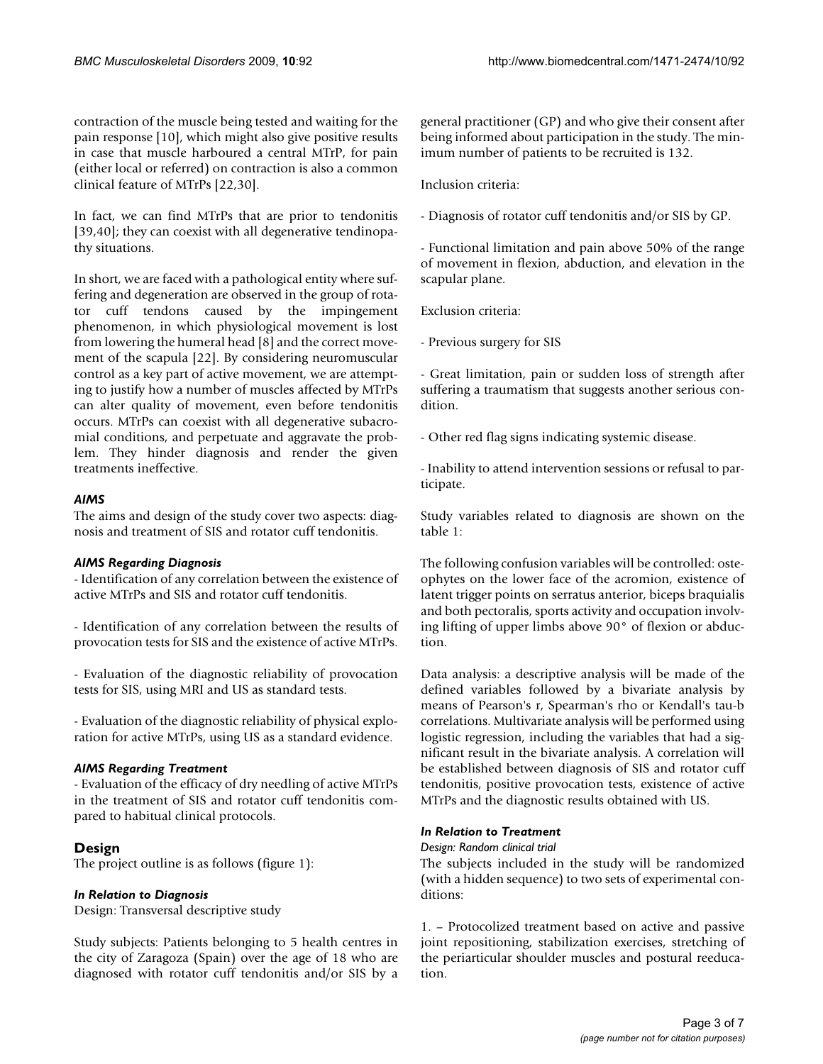contraction of the muscle being tested and waiting for the pain response [10], which might also give positive results in case that muscle harboured a central MTrP, for pain (either local or referred) on contraction is also a common clinical feature of MTrPs [22,30].

In fact, we can find MTrPs that are prior to tendonitis [39,40]; they can coexist with all degenerative tendinopathy situations.

In short, we are faced with a pathological entity where suffering and degeneration are observed in the group of rotator cuff tendons caused by the impingement phenomenon, in which physiological movement is lost from lowering the humeral head [8] and the correct movement of the scapula [22]. By considering neuromuscular control as a key part of active movement, we are attempting to justify how a number of muscles affected by MTrPs can alter quality of movement, even before tendonitis occurs. MTrPs can coexist with all degenerative subacromial conditions, and perpetuate and aggravate the problem. They hinder diagnosis and render the given treatments ineffective.

### *AIMS*

The aims and design of the study cover two aspects: diagnosis and treatment of SIS and rotator cuff tendonitis.

#### *AIMS Regarding Diagnosis*

- Identification of any correlation between the existence of active MTrPs and SIS and rotator cuff tendonitis.

- Identification of any correlation between the results of provocation tests for SIS and the existence of active MTrPs.

- Evaluation of the diagnostic reliability of provocation tests for SIS, using MRI and US as standard tests.

- Evaluation of the diagnostic reliability of physical exploration for active MTrPs, using US as a standard evidence.

#### *AIMS Regarding Treatment*

- Evaluation of the efficacy of dry needling of active MTrPs in the treatment of SIS and rotator cuff tendonitis compared to habitual clinical protocols.

## Design

The project outline is as follows (figure 1):

### *In Relation to Diagnosis*

Design: Transversal descriptive study

Study subjects: Patients belonging to 5 health centres in the city of Zaragoza (Spain) over the age of 18 who are diagnosed with rotator cuff tendonitis and/or SIS by a general practitioner (GP) and who give their consent after being informed about participation in the study. The minimum number of patients to be recruited is 132.

Inclusion criteria:

- Diagnosis of rotator cuff tendonitis and/or SIS by GP.

- Functional limitation and pain above 50% of the range of movement in flexion, abduction, and elevation in the scapular plane.

Exclusion criteria:

- Previous surgery for SIS

- Great limitation, pain or sudden loss of strength after suffering a traumatism that suggests another serious condition.

- Other red flag signs indicating systemic disease.

- Inability to attend intervention sessions or refusal to participate.

Study variables related to diagnosis are shown on the table 1:

The following confusion variables will be controlled: osteophytes on the lower face of the acromion, existence of latent trigger points on serratus anterior, biceps braquialis and both pectoralis, sports activity and occupation involving lifting of upper limbs above 90° of flexion or abduction.

Data analysis: a descriptive analysis will be made of the defined variables followed by a bivariate analysis by means of Pearson's r, Spearman's rho or Kendall's tau-b correlations. Multivariate analysis will be performed using logistic regression, including the variables that had a significant result in the bivariate analysis. A correlation will be established between diagnosis of SIS and rotator cuff tendonitis, positive provocation tests, existence of active MTrPs and the diagnostic results obtained with US.

### *In Relation to Treatment*

*Design: Random clinical trial*

The subjects included in the study will be randomized (with a hidden sequence) to two sets of experimental conditions:

1. – Protocolized treatment based on active and passive joint repositioning, stabilization exercises, stretching of the periarticular shoulder muscles and postural reeducation.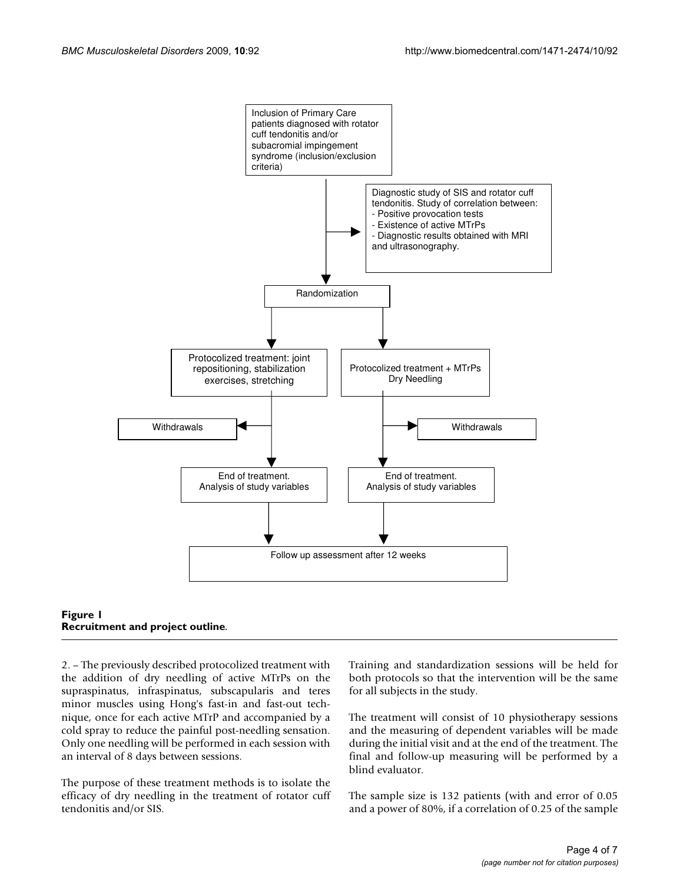Inclusion of Primary Care patients diagnosed with rotator cuff tendonitis and/or subacromial impingement syndrome (inclusion/exclusion criteria)

Diagnostic study of SIS and rotator cuff tendonitis. Study of correlation between:
- Positive provocation tests
- Existence of active MTrPs
- Diagnostic results obtained with MRI and ultrasonography.

Randomization

Protocolized treatment: joint repositioning, stabilization exercises, stretching

Protocolized treatment + MTrPs Dry Needling

Withdrawals

Withdrawals

End of treatment. Analysis of study variables

End of treatment. Analysis of study variables

Follow up assessment after 12 weeks

**Figure 1**
**Recruitment and project outline**.

2. – The previously described protocolized treatment with the addition of dry needling of active MTrPs on the supraspinatus, infraspinatus, subscapularis and teres minor muscles using Hong's fast-in and fast-out technique, once for each active MTrP and accompanied by a cold spray to reduce the painful post-needling sensation. Only one needling will be performed in each session with an interval of 8 days between sessions.

The purpose of these treatment methods is to isolate the efficacy of dry needling in the treatment of rotator cuff tendonitis and/or SIS.

Training and standardization sessions will be held for both protocols so that the intervention will be the same for all subjects in the study.

The treatment will consist of 10 physiotherapy sessions and the measuring of dependent variables will be made during the initial visit and at the end of the treatment. The final and follow-up measuring will be performed by a blind evaluator.

The sample size is 132 patients (with and error of 0.05 and a power of 80%, if a correlation of 0.25 of the sample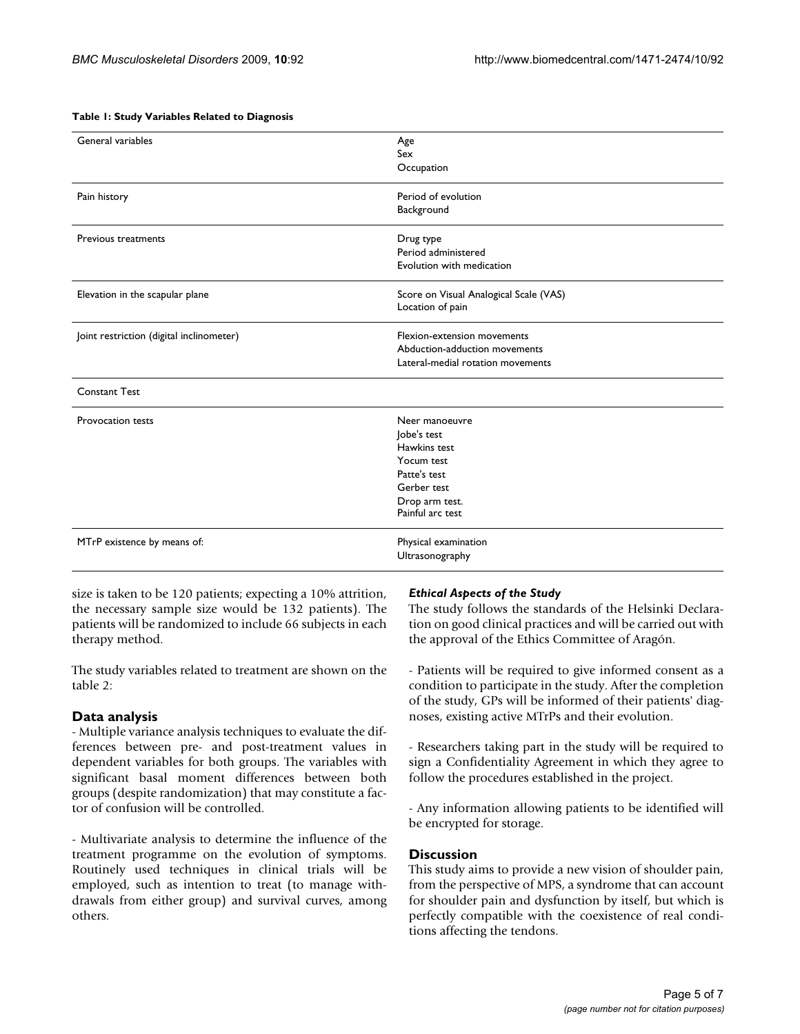**Table 1: Study Variables Related to Diagnosis**

| | |
|---|---|
| General variables | Age<br>Sex<br>Occupation |
| Pain history | Period of evolution<br>Background |
| Previous treatments | Drug type<br>Period administered<br>Evolution with medication |
| Elevation in the scapular plane | Score on Visual Analogical Scale (VAS)<br>Location of pain |
| Joint restriction (digital inclinometer) | Flexion-extension movements<br>Abduction-adduction movements<br>Lateral-medial rotation movements |
| Constant Test | |
| Provocation tests | Neer manoeuvre<br>Jobe's test<br>Hawkins test<br>Yocum test<br>Patte's test<br>Gerber test<br>Drop arm test.<br>Painful arc test |
| MTrP existence by means of: | Physical examination<br>Ultrasonography |

size is taken to be 120 patients; expecting a 10% attrition, the necessary sample size would be 132 patients). The patients will be randomized to include 66 subjects in each therapy method.

The study variables related to treatment are shown on the table 2:

## Data analysis

- Multiple variance analysis techniques to evaluate the differences between pre- and post-treatment values in dependent variables for both groups. The variables with significant basal moment differences between both groups (despite randomization) that may constitute a factor of confusion will be controlled.

- Multivariate analysis to determine the influence of the treatment programme on the evolution of symptoms. Routinely used techniques in clinical trials will be employed, such as intention to treat (to manage withdrawals from either group) and survival curves, among others.

### *Ethical Aspects of the Study*

The study follows the standards of the Helsinki Declaration on good clinical practices and will be carried out with the approval of the Ethics Committee of Aragón.

- Patients will be required to give informed consent as a condition to participate in the study. After the completion of the study, GPs will be informed of their patients' diagnoses, existing active MTrPs and their evolution.

- Researchers taking part in the study will be required to sign a Confidentiality Agreement in which they agree to follow the procedures established in the project.

- Any information allowing patients to be identified will be encrypted for storage.

## Discussion

This study aims to provide a new vision of shoulder pain, from the perspective of MPS, a syndrome that can account for shoulder pain and dysfunction by itself, but which is perfectly compatible with the coexistence of real conditions affecting the tendons.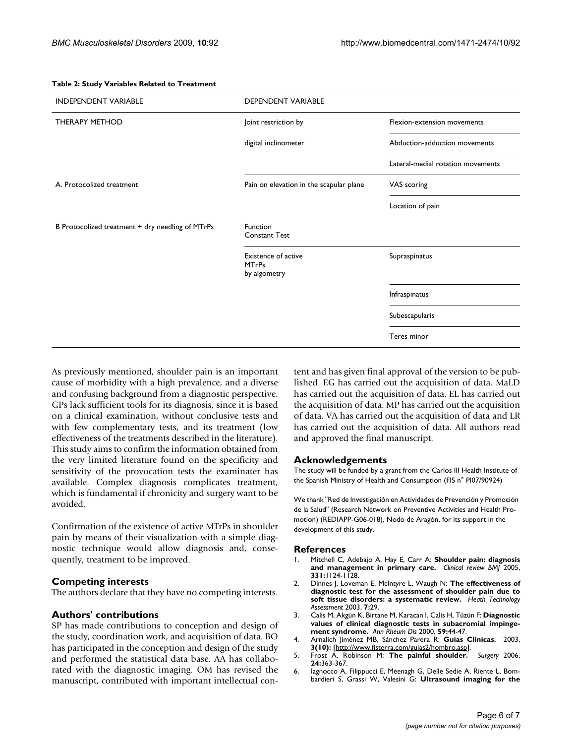**Table 2: Study Variables Related to Treatment**

| INDEPENDENT VARIABLE | DEPENDENT VARIABLE | |
|---|---|---|
| THERAPY METHOD | Joint restriction by digital inclinometer | Flexion-extension movements |
| | | Abduction-adduction movements |
| | | Lateral-medial rotation movements |
| A. Protocolized treatment | Pain on elevation in the scapular plane | VAS scoring |
| | | Location of pain |
| B Protocolized treatment + dry needling of MTrPs | Function Constant Test | |
| | Existence of active MTrPs by algometry | Supraspinatus |
| | | Infraspinatus |
| | | Subescapularis |
| | | Teres minor |

As previously mentioned, shoulder pain is an important cause of morbidity with a high prevalence, and a diverse and confusing background from a diagnostic perspective. GPs lack sufficient tools for its diagnosis, since it is based on a clinical examination, without conclusive tests and with few complementary tests, and its treatment (low effectiveness of the treatments described in the literature). This study aims to confirm the information obtained from the very limited literature found on the specificity and sensitivity of the provocation tests the examinater has available. Complex diagnosis complicates treatment, which is fundamental if chronicity and surgery want to be avoided.

Confirmation of the existence of active MTrPs in shoulder pain by means of their visualization with a simple diagnostic technique would allow diagnosis and, consequently, treatment to be improved.

## Competing interests

The authors declare that they have no competing interests.

## Authors' contributions

SP has made contributions to conception and design of the study, coordination work, and acquisition of data. BO has participated in the conception and design of the study and performed the statistical data base. AA has collaborated with the diagnostic imaging. OM has revised the manuscript, contributed with important intellectual content and has given final approval of the version to be published. EG has carried out the acquisition of data. MaLD has carried out the acquisition of data. EL has carried out the acquisition of data. MP has carried out the acquisition of data. VA has carried out the acquisition of data and LR has carried out the acquisition of data. All authors read and approved the final manuscript.

## Acknowledgements

The study will be funded by a grant from the Carlos III Health Institute of the Spanish Ministry of Health and Consumption (FIS n° PI07/90924)

We thank "Red de Investigación en Actividades de Prevención y Promoción de la Salud" (Research Network on Preventive Activities and Health Promotion) (REDIAPP-G06-018), Nodo de Aragón, for its support in the development of this study.

## References

1. Mitchell C, Adebajo A, Hay E, Carr A: **Shoulder pain: diagnosis and management in primary care.** *Clinical review BMJ* 2005, **331:**1124-1128.
2. Dinnes J, Loveman E, McIntyre L, Waugh N: **The effectiveness of diagnostic test for the assessment of shoulder pain due to soft tissue disorders: a systematic review.** *Heath Technology Assessment* 2003, **7:**29.
3. Calis M, Akgün K, Birtane M, Karacan I, Calis H, Tüzün F: **Diagnostic values of clinical diagnostic tests in subacromial impingement syndrome.** *Ann Rheum Dis* 2000, **59:**44-47.
4. Arnalich Jiménez MB, Sánchez Parera R: **Guías Clínicas.** 2003, **3(10):** [http://www.fisterra.com/guias2/hombro.asp].
5. Frost A, Robinson M: **The painful shoulder.** *Surgery* 2006, **24:**363-367.
6. Iagnocco A, Filippucci E, Meenagh G, Delle Sedie A, Riente L, Bombardieri S, Grassi W, Valesini G: **Ultrasound imaging for the**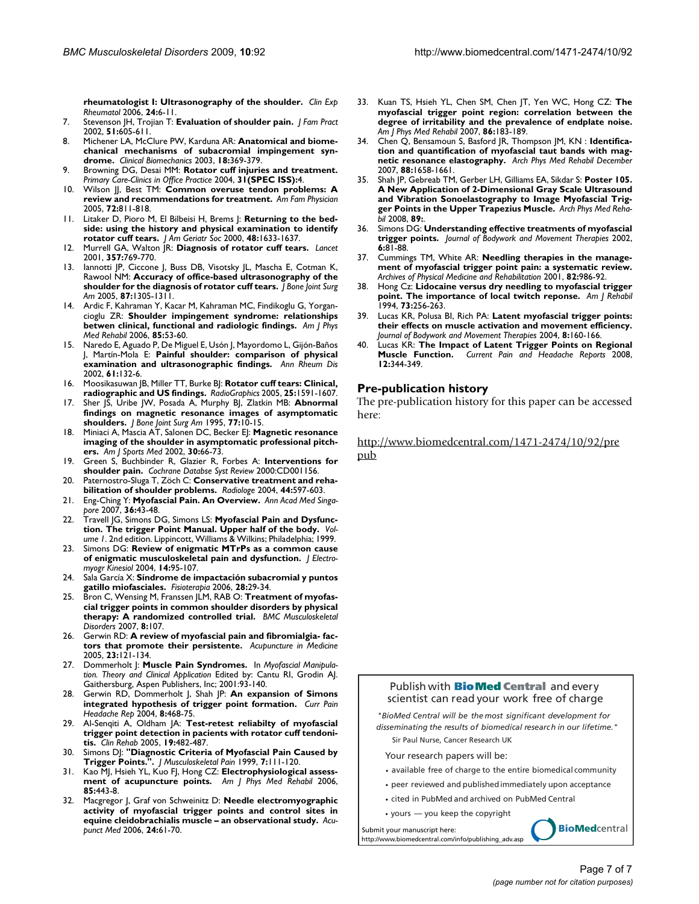rheumatologist I: Ultrasonography of the shoulder. *Clin Exp Rheumatol* 2006, 24:6-11.

7. Stevenson JH, Trojian T: **Evaluation of shoulder pain.** *J Fam Pract* 2002, **51:**605-611.
8. Michener LA, McClure PW, Karduna AR: **Anatomical and biomechanical mechanisms of subacromial impingement syndrome.** *Clinical Biomechanics* 2003, **18:**369-379.
9. Browning DG, Desai MM: **Rotator cuff injuries and treatment.** *Primary Care-Clinics in Office Practice* 2004, **31(SPEC ISS):**4.
10. Wilson JJ, Best TM: **Common overuse tendon problems: A review and recommendations for treatment.** *Am Fam Physician* 2005, **72:**811-818.
11. Litaker D, Pioro M, El Bilbeisi H, Brems J: **Returning to the bedside: using the history and physical examination to identify rotator cuff tears.** *J Am Geriatr Soc* 2000, **48:**1633-1637.
12. Murrell GA, Walton JR: **Diagnosis of rotator cuff tears.** *Lancet* 2001, **357:**769-770.
13. Iannotti JP, Ciccone J, Buss DB, Visotsky JL, Mascha E, Cotman K, Rawool NM: **Accuracy of office-based ultrasonography of the shoulder for the diagnosis of rotator cuff tears.** *J Bone Joint Surg Am* 2005, **87:**1305-1311.
14. Ardic F, Kahraman Y, Kacar M, Kahraman MC, Findikoglu G, Yorgancioglu ZR: **Shoulder impingement syndrome: relationships betwen clinical, functional and radiologic findings.** *Am J Phys Med Rehabil* 2006, **85:**53-60.
15. Naredo E, Aguado P, De Miguel E, Usón J, Mayordomo L, Gijón-Baños J, Martín-Mola E: **Painful shoulder: comparison of physical examination and ultrasonographic findings.** *Ann Rheum Dis* 2002, **61:**132-6.
16. Moosikasuwan JB, Miller TT, Burke BJ: **Rotator cuff tears: Clinical, radiographic and US findings.** *RadioGraphics* 2005, **25:**1591-1607.
17. Sher JS, Uribe JW, Posada A, Murphy BJ, Zlatkin MB: **Abnormal findings on magnetic resonance images of asymptomatic shoulders.** *J Bone Joint Surg Am* 1995, **77:**10-15.
18. Miniaci A, Mascia AT, Salonen DC, Becker EJ: **Magnetic resonance imaging of the shoulder in asymptomatic professional pitchers.** *Am J Sports Med* 2002, **30:**66-73.
19. Green S, Buchbinder R, Glazier R, Forbes A: **Interventions for shoulder pain.** *Cochrane Databse Syst Review* 2000:CD001156.
20. Paternostro-Sluga T, Zöch C: **Conservative treatment and rehabilitation of shoulder problems.** *Radiologe* 2004, **44:**597-603.
21. Eng-Ching Y: **Myofascial Pain. An Overview.** *Ann Acad Med Singapore* 2007, **36:**43-48.
22. Travell JG, Simons DG, Simons LS: **Myofascial Pain and Dysfunction. The trigger Point Manual. Upper half of the body.** *Volume 1*. 2nd edition. Lippincott, Williams & Wilkins; Philadelphia; 1999.
23. Simons DG: **Review of enigmatic MTrPs as a common cause of enigmatic musculoskeletal pain and dysfunction.** *J Electromyogr Kinesiol* 2004, **14:**95-107.
24. Sala García X: **Síndrome de impactación subacromial y puntos gatillo miofasciales.** *Fisioterapia* 2006, **28:**29-34.
25. Bron C, Wensing M, Franssen JLM, RAB O: **Treatment of myofascial trigger points in common shoulder disorders by physical therapy: A randomized controlled trial.** *BMC Musculoskeletal Disorders* 2007, **8:**107.
26. Gerwin RD: **A review of myofascial pain and fibromialgia- factors that promote their persistente.** *Acupuncture in Medicine* 2005, **23:**121-134.
27. Dommerholt J: **Muscle Pain Syndromes.** In *Myofascial Manipulation. Theory and Clinical Application* Edited by: Cantu RI, Grodin AJ. Gaithersburg, Aspen Publishers, Inc; 2001:93-140.
28. Gerwin RD, Dommerholt J, Shah JP: **An expansion of Simons integrated hypothesis of trigger point formation.** *Curr Pain Headache Rep* 2004, **8:**468-75.
29. Al-Senqiti A, Oldham JA: **Test-retest reliabilty of myofascial trigger point detection in pacients with rotator cuff tendonitis.** *Clin Rehab* 2005, **19:**482-487.
30. Simons DJ: **"Diagnostic Criteria of Myofascial Pain Caused by Trigger Points.".** *J Musculoskeletal Pain* 1999, **7:**111-120.
31. Kao MJ, Hsieh YL, Kuo FJ, Hong CZ: **Electrophysiological assessment of acupuncture points.** *Am J Phys Med Rehabil* 2006, **85:**443-8.
32. Macgregor J, Graf von Schweinitz D: **Needle electromyographic activity of myofascial trigger points and control sites in equine cleidobrachialis muscle – an observational study.** *Acupunct Med* 2006, **24:**61-70.
33. Kuan TS, Hsieh YL, Chen SM, Chen JT, Yen WC, Hong CZ: **The myofascial trigger point region: correlation between the degree of irritability and the prevalence of endplate noise.** *Am J Phys Med Rehabil* 2007, **86:**183-189.
34. Chen Q, Bensamoun S, Basford JR, Thompson JM, KN : **Identification and quantification of myofascial taut bands with magnetic resonance elastography.** *Arch Phys Med Rehabil December* 2007, **88:**1658-1661.
35. Shah JP, Gebreab TM, Gerber LH, Gilliams EA, Sikdar S: **Poster 105. A New Application of 2-Dimensional Gray Scale Ultrasound and Vibration Sonoelastography to Image Myofascial Trigger Points in the Upper Trapezius Muscle.** *Arch Phys Med Rehabil* 2008, **89:**.
36. Simons DG: **Understanding effective treatments of myofascial trigger points.** *Journal of Bodywork and Movement Therapies* 2002, **6:**81-88.
37. Cummings TM, White AR: **Needling therapies in the management of myofascial trigger point pain: a systematic review.** *Archives of Physical Medicine and Rehabilitation* 2001, **82:**986-92.
38. Hong Cz: **Lidocaine versus dry needling to myofascial trigger point. The importance of local twitch reponse.** *Am J Rehabil* 1994, **73:**256-263.
39. Lucas KR, Polusa BI, Rich PA: **Latent myofascial trigger points: their effects on muscle activation and movement efficiency.** *Journal of Bodywork and Movement Therapies* 2004, **8:**160-166.
40. Lucas KR: **The Impact of Latent Trigger Points on Regional Muscle Function.** *Current Pain and Headache Reports* 2008, **12:**344-349.

## Pre-publication history

The pre-publication history for this paper can be accessed here:

http://www.biomedcentral.com/1471-2474/10/92/prepub

Publish with **BioMed Central** and every scientist can read your work free of charge

*"BioMed Central will be the most significant development for disseminating the results of biomedical research in our lifetime."*
Sir Paul Nurse, Cancer Research UK

Your research papers will be:

- available free of charge to the entire biomedical community
- peer reviewed and published immediately upon acceptance
- cited in PubMed and archived on PubMed Central
- yours — you keep the copyright

Submit your manuscript here:
http://www.biomedcentral.com/info/publishing_adv.asp

BioMedcentral